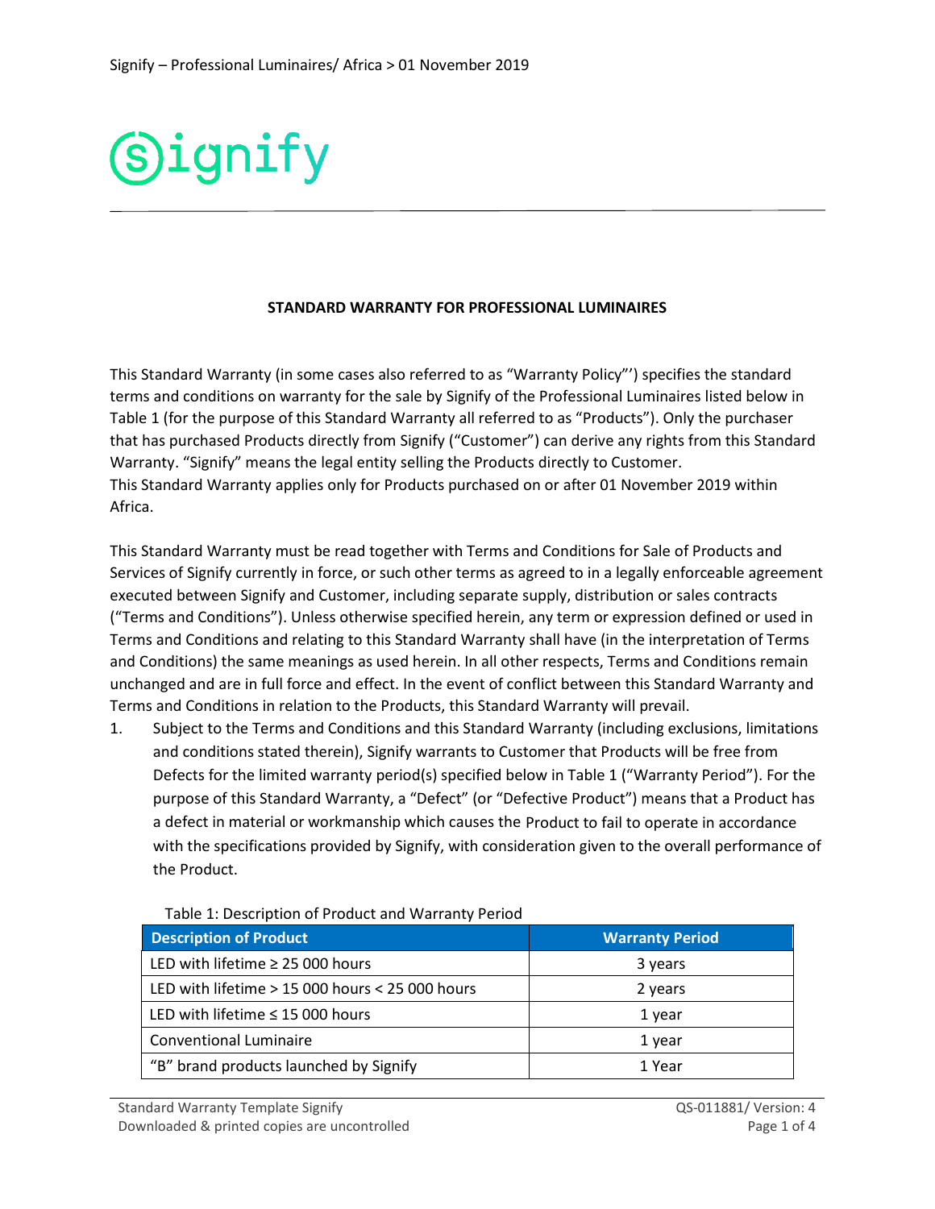# STANDARD WARRANTY FOR PROFESSIONAL LUMINAIRES

This Standard Warranty (in some cases also referred to as "Warranty Policy"') specifies the standard terms and conditions on warranty for the sale by Signify of the Professional Luminaires listed below in Table 1 (for the purpose of this Standard Warranty all referred to as "Products"). Only the purchaser that has purchased Products directly from Signify ("Customer") can derive any rights from this Standard Warranty. "Signify" means the legal entity selling the Products directly to Customer.
This Standard Warranty applies only for Products purchased on or after 01 November 2019 within Africa.

This Standard Warranty must be read together with Terms and Conditions for Sale of Products and Services of Signify currently in force, or such other terms as agreed to in a legally enforceable agreement executed between Signify and Customer, including separate supply, distribution or sales contracts ("Terms and Conditions"). Unless otherwise specified herein, any term or expression defined or used in Terms and Conditions and relating to this Standard Warranty shall have (in the interpretation of Terms and Conditions) the same meanings as used herein. In all other respects, Terms and Conditions remain unchanged and are in full force and effect. In the event of conflict between this Standard Warranty and Terms and Conditions in relation to the Products, this Standard Warranty will prevail.

1. Subject to the Terms and Conditions and this Standard Warranty (including exclusions, limitations and conditions stated therein), Signify warrants to Customer that Products will be free from Defects for the limited warranty period(s) specified below in Table 1 ("Warranty Period"). For the purpose of this Standard Warranty, a "Defect" (or "Defective Product") means that a Product has a defect in material or workmanship which causes the Product to fail to operate in accordance with the specifications provided by Signify, with consideration given to the overall performance of the Product.

Table 1: Description of Product and Warranty Period

| Description of Product | Warranty Period |
|---|---|
| LED with lifetime ≥ 25 000 hours | 3 years |
| LED with lifetime > 15 000 hours < 25 000 hours | 2 years |
| LED with lifetime ≤ 15 000 hours | 1 year |
| Conventional Luminaire | 1 year |
| "B" brand products launched by Signify | 1 Year |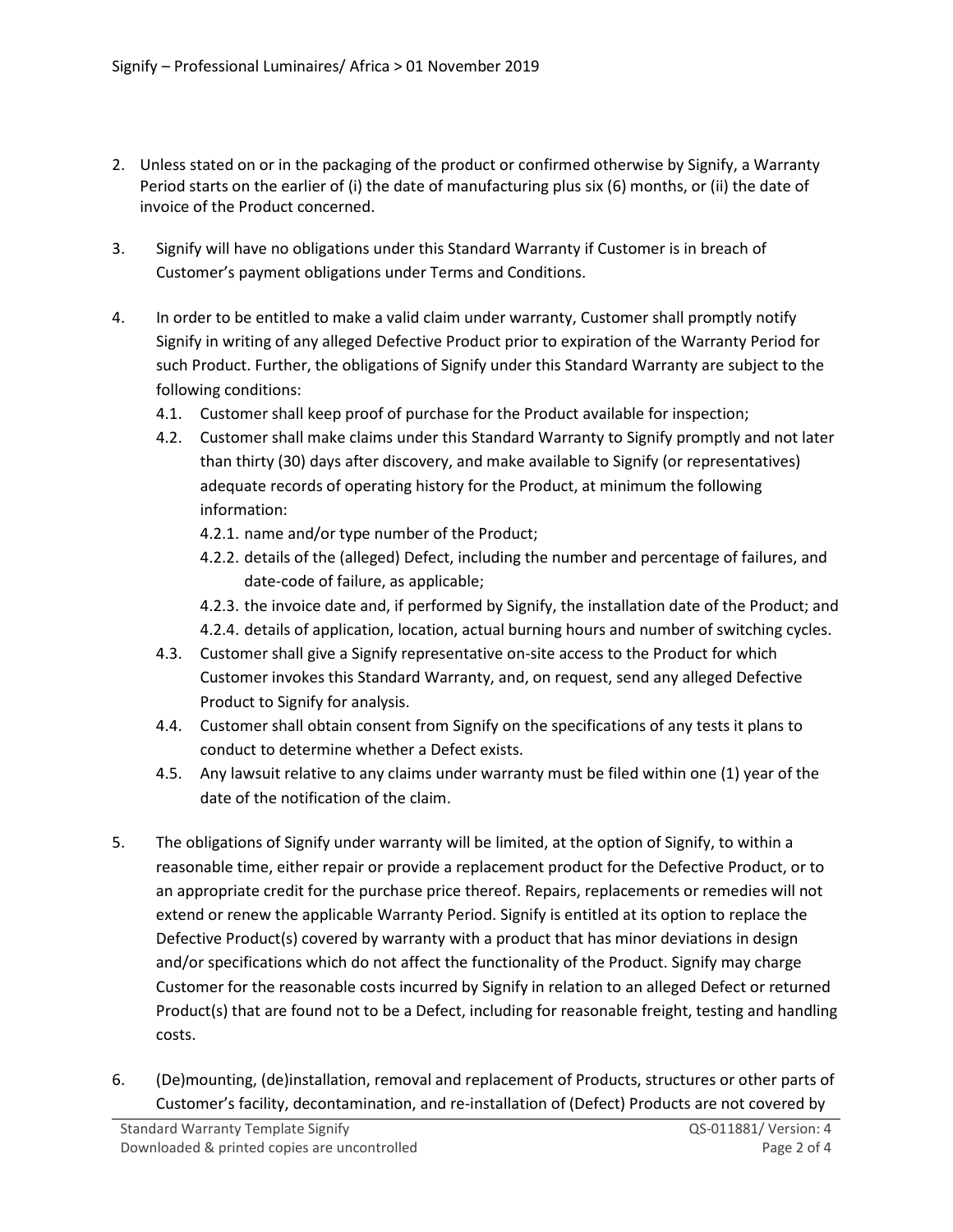2. Unless stated on or in the packaging of the product or confirmed otherwise by Signify, a Warranty Period starts on the earlier of (i) the date of manufacturing plus six (6) months, or (ii) the date of invoice of the Product concerned.

3. Signify will have no obligations under this Standard Warranty if Customer is in breach of Customer's payment obligations under Terms and Conditions.

4. In order to be entitled to make a valid claim under warranty, Customer shall promptly notify Signify in writing of any alleged Defective Product prior to expiration of the Warranty Period for such Product. Further, the obligations of Signify under this Standard Warranty are subject to the following conditions:
   - 4.1. Customer shall keep proof of purchase for the Product available for inspection;
   - 4.2. Customer shall make claims under this Standard Warranty to Signify promptly and not later than thirty (30) days after discovery, and make available to Signify (or representatives) adequate records of operating history for the Product, at minimum the following information:
     - 4.2.1. name and/or type number of the Product;
     - 4.2.2. details of the (alleged) Defect, including the number and percentage of failures, and date-code of failure, as applicable;
     - 4.2.3. the invoice date and, if performed by Signify, the installation date of the Product; and
     - 4.2.4. details of application, location, actual burning hours and number of switching cycles.
   - 4.3. Customer shall give a Signify representative on-site access to the Product for which Customer invokes this Standard Warranty, and, on request, send any alleged Defective Product to Signify for analysis.
   - 4.4. Customer shall obtain consent from Signify on the specifications of any tests it plans to conduct to determine whether a Defect exists.
   - 4.5. Any lawsuit relative to any claims under warranty must be filed within one (1) year of the date of the notification of the claim.

5. The obligations of Signify under warranty will be limited, at the option of Signify, to within a reasonable time, either repair or provide a replacement product for the Defective Product, or to an appropriate credit for the purchase price thereof. Repairs, replacements or remedies will not extend or renew the applicable Warranty Period. Signify is entitled at its option to replace the Defective Product(s) covered by warranty with a product that has minor deviations in design and/or specifications which do not affect the functionality of the Product. Signify may charge Customer for the reasonable costs incurred by Signify in relation to an alleged Defect or returned Product(s) that are found not to be a Defect, including for reasonable freight, testing and handling costs.

6. (De)mounting, (de)installation, removal and replacement of Products, structures or other parts of Customer's facility, decontamination, and re-installation of (Defect) Products are not covered by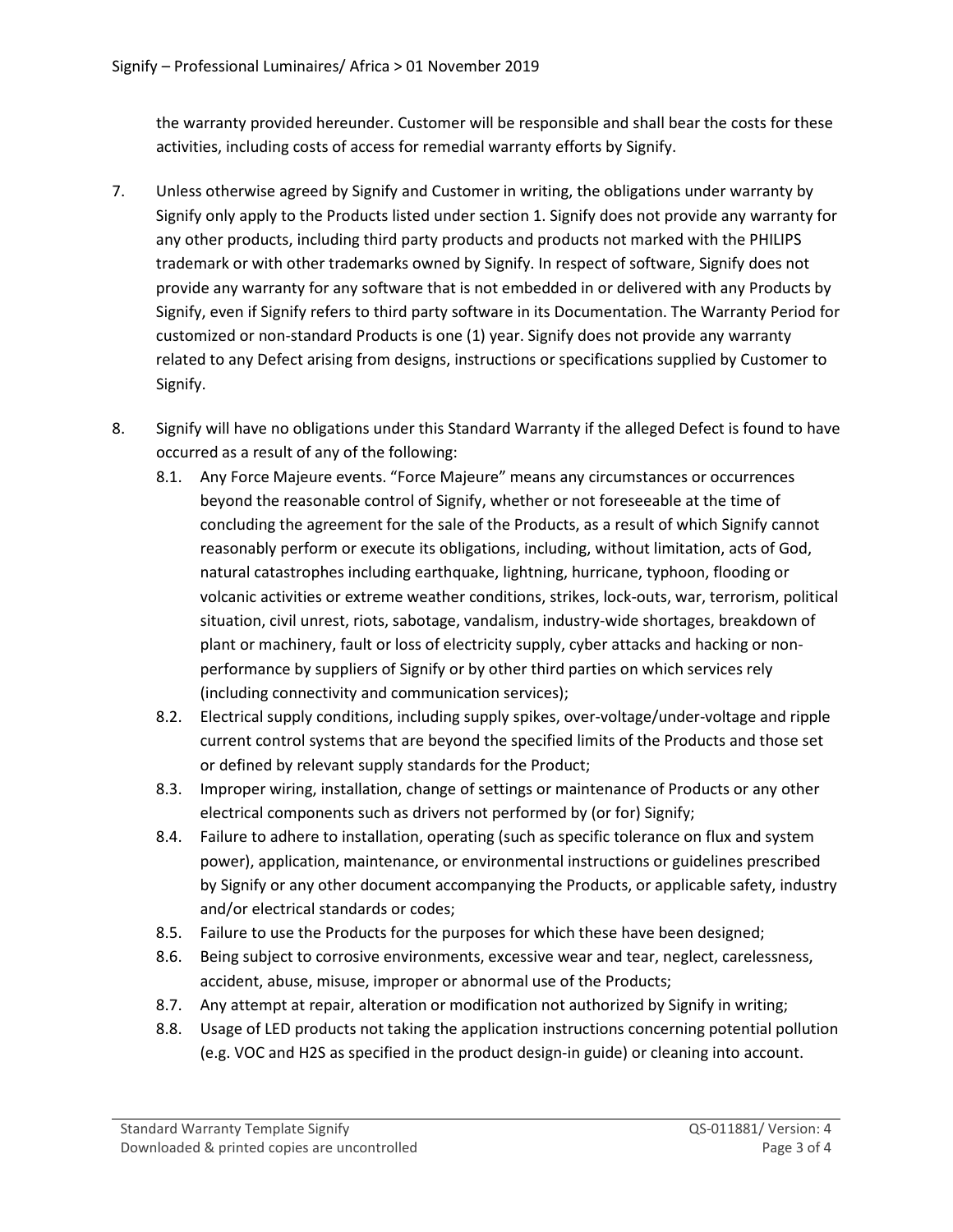the warranty provided hereunder. Customer will be responsible and shall bear the costs for these activities, including costs of access for remedial warranty efforts by Signify.

7. Unless otherwise agreed by Signify and Customer in writing, the obligations under warranty by Signify only apply to the Products listed under section 1. Signify does not provide any warranty for any other products, including third party products and products not marked with the PHILIPS trademark or with other trademarks owned by Signify. In respect of software, Signify does not provide any warranty for any software that is not embedded in or delivered with any Products by Signify, even if Signify refers to third party software in its Documentation. The Warranty Period for customized or non-standard Products is one (1) year. Signify does not provide any warranty related to any Defect arising from designs, instructions or specifications supplied by Customer to Signify.

8. Signify will have no obligations under this Standard Warranty if the alleged Defect is found to have occurred as a result of any of the following:
   8.1. Any Force Majeure events. “Force Majeure” means any circumstances or occurrences beyond the reasonable control of Signify, whether or not foreseeable at the time of concluding the agreement for the sale of the Products, as a result of which Signify cannot reasonably perform or execute its obligations, including, without limitation, acts of God, natural catastrophes including earthquake, lightning, hurricane, typhoon, flooding or volcanic activities or extreme weather conditions, strikes, lock-outs, war, terrorism, political situation, civil unrest, riots, sabotage, vandalism, industry-wide shortages, breakdown of plant or machinery, fault or loss of electricity supply, cyber attacks and hacking or non-performance by suppliers of Signify or by other third parties on which services rely (including connectivity and communication services);
   8.2. Electrical supply conditions, including supply spikes, over-voltage/under-voltage and ripple current control systems that are beyond the specified limits of the Products and those set or defined by relevant supply standards for the Product;
   8.3. Improper wiring, installation, change of settings or maintenance of Products or any other electrical components such as drivers not performed by (or for) Signify;
   8.4. Failure to adhere to installation, operating (such as specific tolerance on flux and system power), application, maintenance, or environmental instructions or guidelines prescribed by Signify or any other document accompanying the Products, or applicable safety, industry and/or electrical standards or codes;
   8.5. Failure to use the Products for the purposes for which these have been designed;
   8.6. Being subject to corrosive environments, excessive wear and tear, neglect, carelessness, accident, abuse, misuse, improper or abnormal use of the Products;
   8.7. Any attempt at repair, alteration or modification not authorized by Signify in writing;
   8.8. Usage of LED products not taking the application instructions concerning potential pollution (e.g. VOC and $H_2S$ as specified in the product design-in guide) or cleaning into account.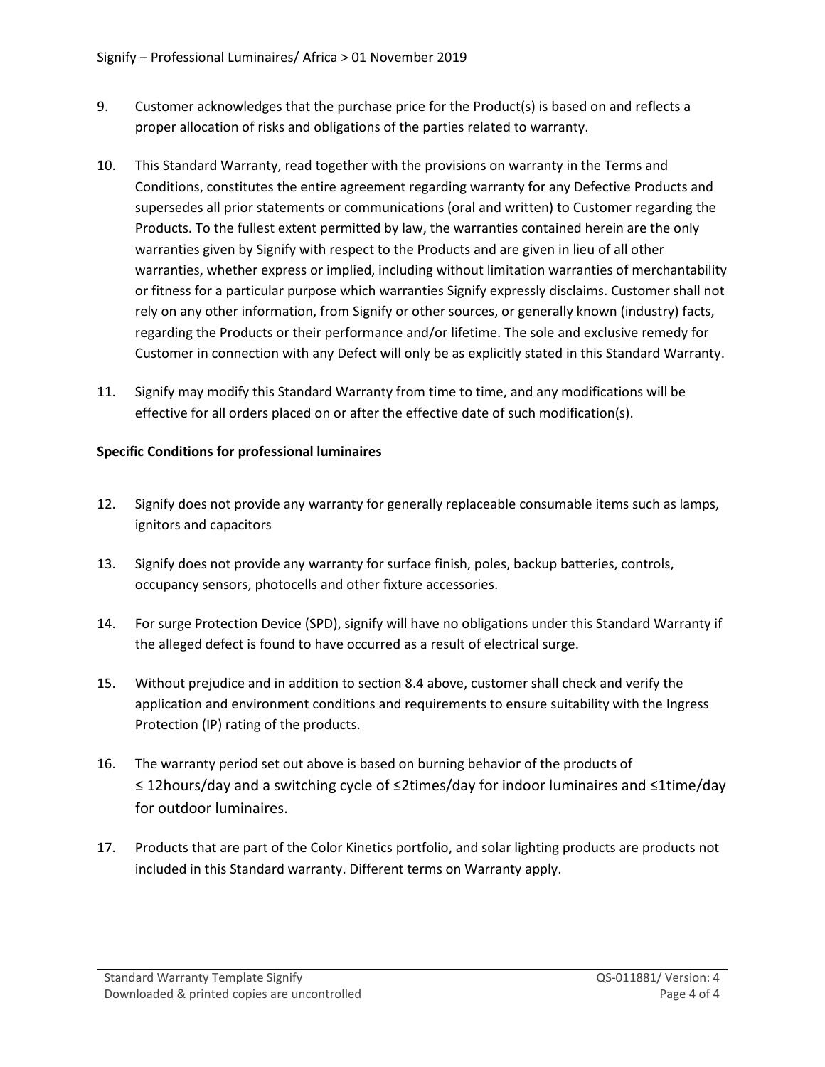9. Customer acknowledges that the purchase price for the Product(s) is based on and reflects a proper allocation of risks and obligations of the parties related to warranty.

10. This Standard Warranty, read together with the provisions on warranty in the Terms and Conditions, constitutes the entire agreement regarding warranty for any Defective Products and supersedes all prior statements or communications (oral and written) to Customer regarding the Products. To the fullest extent permitted by law, the warranties contained herein are the only warranties given by Signify with respect to the Products and are given in lieu of all other warranties, whether express or implied, including without limitation warranties of merchantability or fitness for a particular purpose which warranties Signify expressly disclaims. Customer shall not rely on any other information, from Signify or other sources, or generally known (industry) facts, regarding the Products or their performance and/or lifetime. The sole and exclusive remedy for Customer in connection with any Defect will only be as explicitly stated in this Standard Warranty.

11. Signify may modify this Standard Warranty from time to time, and any modifications will be effective for all orders placed on or after the effective date of such modification(s).

**Specific Conditions for professional luminaires**

12. Signify does not provide any warranty for generally replaceable consumable items such as lamps, ignitors and capacitors

13. Signify does not provide any warranty for surface finish, poles, backup batteries, controls, occupancy sensors, photocells and other fixture accessories.

14. For surge Protection Device (SPD), signify will have no obligations under this Standard Warranty if the alleged defect is found to have occurred as a result of electrical surge.

15. Without prejudice and in addition to section 8.4 above, customer shall check and verify the application and environment conditions and requirements to ensure suitability with the Ingress Protection (IP) rating of the products.

16. The warranty period set out above is based on burning behavior of the products of ≤ 12hours/day and a switching cycle of ≤2times/day for indoor luminaires and ≤1time/day for outdoor luminaires.

17. Products that are part of the Color Kinetics portfolio, and solar lighting products are products not included in this Standard warranty. Different terms on Warranty apply.